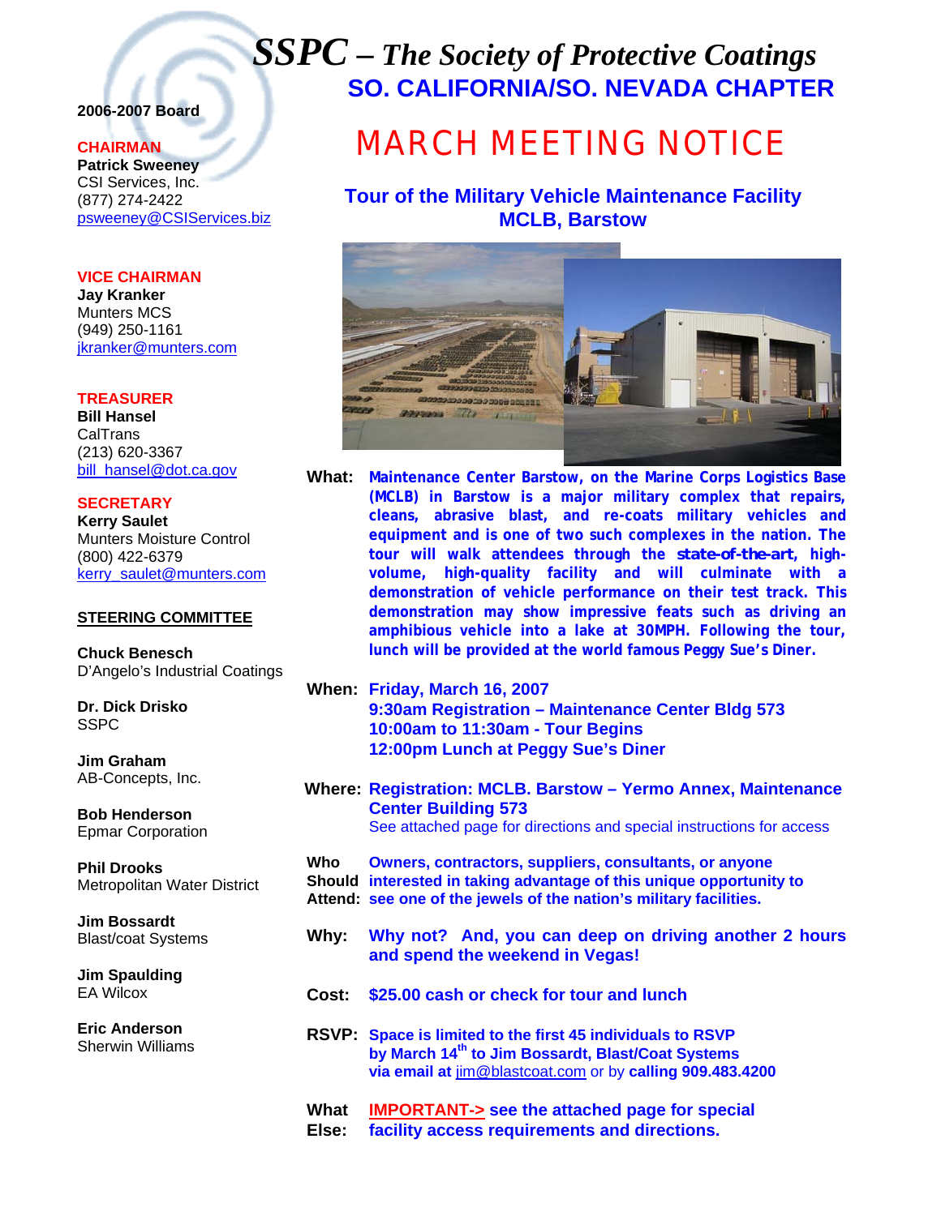# *SSPC – The Society of Protective Coatings*

## SO. CALIFORNIA/SO. NEVADA CHAPTER

**2006-2007 Board**

**CHAIRMAN**
**Patrick Sweeney**
CSI Services, Inc.
(877) 274-2422
psweeney@CSIServices.biz

**VICE CHAIRMAN**
**Jay Kranker**
Munters MCS
(949) 250-1161
jkranker@munters.com

**TREASURER**
**Bill Hansel**
CalTrans
(213) 620-3367
bill_hansel@dot.ca.gov

**SECRETARY**
**Kerry Saulet**
Munters Moisture Control
(800) 422-6379
kerry_saulet@munters.com

**STEERING COMMITTEE**

**Chuck Benesch**
D'Angelo's Industrial Coatings

**Dr. Dick Drisko**
SSPC

**Jim Graham**
AB-Concepts, Inc.

**Bob Henderson**
Epmar Corporation

**Phil Drooks**
Metropolitan Water District

**Jim Bossardt**
Blast/coat Systems

**Jim Spaulding**
EA Wilcox

**Eric Anderson**
Sherwin Williams

# MARCH MEETING NOTICE

## Tour of the Military Vehicle Maintenance Facility MCLB, Barstow

**What:** **Maintenance Center Barstow, on the Marine Corps Logistics Base (MCLB) in Barstow is a major military complex that repairs, cleans, abrasive blast, and re-coats military vehicles and equipment and is one of two such complexes in the nation. The tour will walk attendees through the state-of-the-art, high-volume, high-quality facility and will culminate with a demonstration of vehicle performance on their test track. This demonstration may show impressive feats such as driving an amphibious vehicle into a lake at 30MPH. Following the tour, lunch will be provided at the world famous Peggy Sue's Diner.**

**When:** **Friday, March 16, 2007**
**9:30am Registration – Maintenance Center Bldg 573**
**10:00am to 11:30am - Tour Begins**
**12:00pm Lunch at Peggy Sue's Diner**

**Where:** **Registration: MCLB. Barstow – Yermo Annex, Maintenance Center Building 573**
See attached page for directions and special instructions for access

**Who Should Attend:** **Owners, contractors, suppliers, consultants, or anyone interested in taking advantage of this unique opportunity to see one of the jewels of the nation's military facilities.**

**Why:** **Why not? And, you can deep on driving another 2 hours and spend the weekend in Vegas!**

**Cost:** **$25.00 cash or check for tour and lunch**

**RSVP:** **Space is limited to the first 45 individuals to RSVP by March 14th to Jim Bossardt, Blast/Coat Systems via email at** jim@blastcoat.com or by **calling 909.483.4200**

**What Else:** **IMPORTANT->** **see the attached page for special facility access requirements and directions.**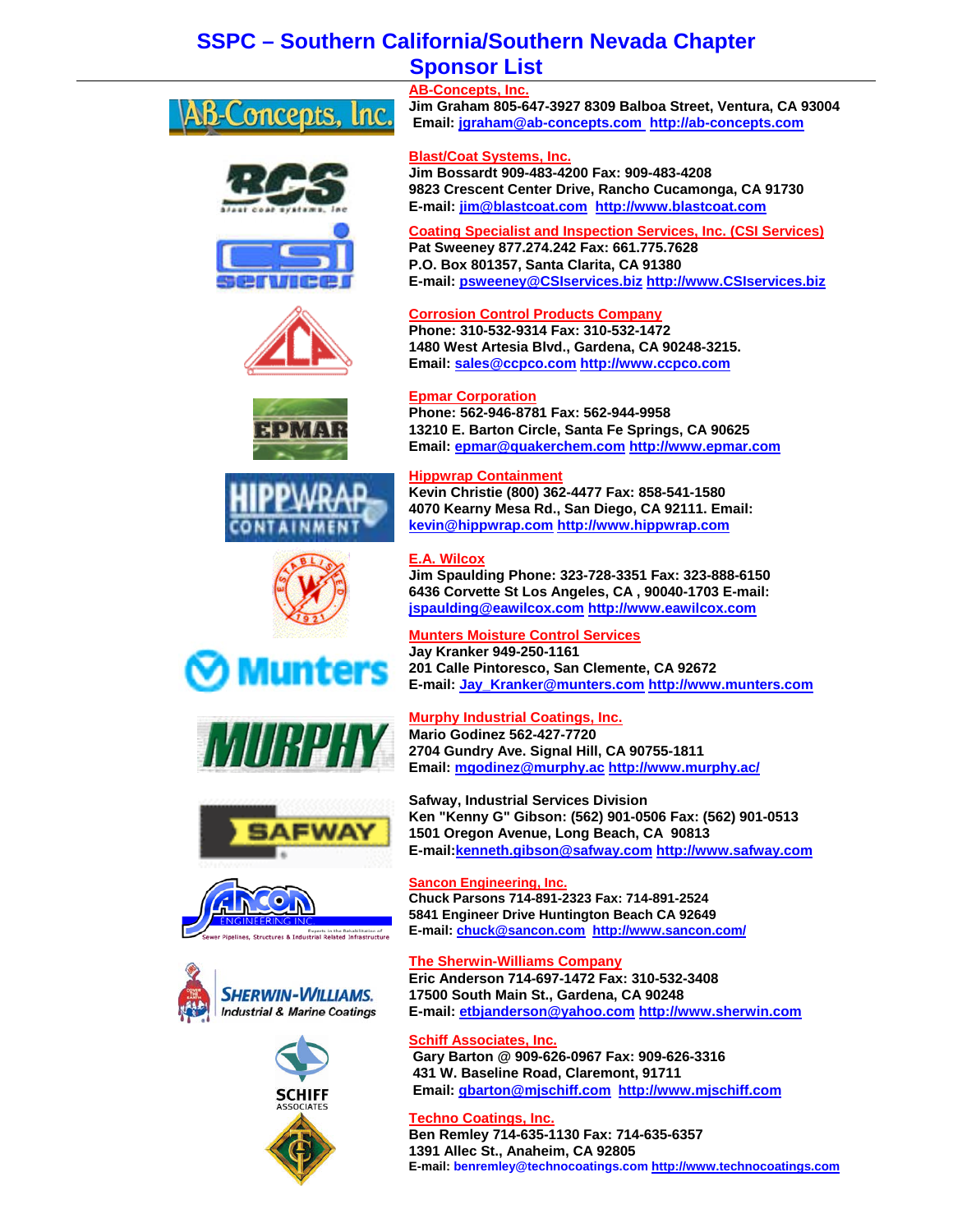# SSPC – Southern California/Southern Nevada Chapter
## Sponsor List

**AB-Concepts, Inc.**
**Jim Graham 805-647-3927 8309 Balboa Street, Ventura, CA 93004**
**Email: jgraham@ab-concepts.com http://ab-concepts.com**

**Blast/Coat Systems, Inc.**
**Jim Bossardt 909-483-4200 Fax: 909-483-4208**
**9823 Crescent Center Drive, Rancho Cucamonga, CA 91730**
**E-mail: jim@blastcoat.com http://www.blastcoat.com**

**Coating Specialist and Inspection Services, Inc. (CSI Services)**
**Pat Sweeney 877.274.242 Fax: 661.775.7628**
**P.O. Box 801357, Santa Clarita, CA 91380**
**E-mail: psweeney@CSIservices.biz http://www.CSIservices.biz**

**Corrosion Control Products Company**
**Phone: 310-532-9314 Fax: 310-532-1472**
**1480 West Artesia Blvd., Gardena, CA 90248-3215.**
**Email: sales@ccpco.com http://www.ccpco.com**

**Epmar Corporation**
**Phone: 562-946-8781 Fax: 562-944-9958**
**13210 E. Barton Circle, Santa Fe Springs, CA 90625**
**Email: epmar@quakerchem.com http://www.epmar.com**

**Hippwrap Containment**
**Kevin Christie (800) 362-4477 Fax: 858-541-1580**
**4070 Kearny Mesa Rd., San Diego, CA 92111. Email: kevin@hippwrap.com http://www.hippwrap.com**

**E.A. Wilcox**
**Jim Spaulding Phone: 323-728-3351 Fax: 323-888-6150**
**6436 Corvette St Los Angeles, CA , 90040-1703 E-mail: jspaulding@eawilcox.com http://www.eawilcox.com**

**Munters Moisture Control Services**
**Jay Kranker 949-250-1161**
**201 Calle Pintoresco, San Clemente, CA 92672**
**E-mail: Jay_Kranker@munters.com http://www.munters.com**

**Murphy Industrial Coatings, Inc.**
**Mario Godinez 562-427-7720**
**2704 Gundry Ave. Signal Hill, CA 90755-1811**
**Email: mgodinez@murphy.ac http://www.murphy.ac/**

**Safway, Industrial Services Division**
**Ken "Kenny G" Gibson: (562) 901-0506 Fax: (562) 901-0513**
**1501 Oregon Avenue, Long Beach, CA 90813**
**E-mail:kenneth.gibson@safway.com http://www.safway.com**

**Sancon Engineering, Inc.**
**Chuck Parsons 714-891-2323 Fax: 714-891-2524**
**5841 Engineer Drive Huntington Beach CA 92649**
**E-mail: chuck@sancon.com http://www.sancon.com/**

**The Sherwin-Williams Company**
**Eric Anderson 714-697-1472 Fax: 310-532-3408**
**17500 South Main St., Gardena, CA 90248**
**E-mail: etbjanderson@yahoo.com http://www.sherwin.com**

**Schiff Associates, Inc.**
**Gary Barton @ 909-626-0967 Fax: 909-626-3316**
**431 W. Baseline Road, Claremont, 91711**
**Email: gbarton@mjschiff.com http://www.mjschiff.com**

**Techno Coatings, Inc.**
**Ben Remley 714-635-1130 Fax: 714-635-6357**
**1391 Allec St., Anaheim, CA 92805**
**E-mail: benremley@technocoatings.com http://www.technocoatings.com**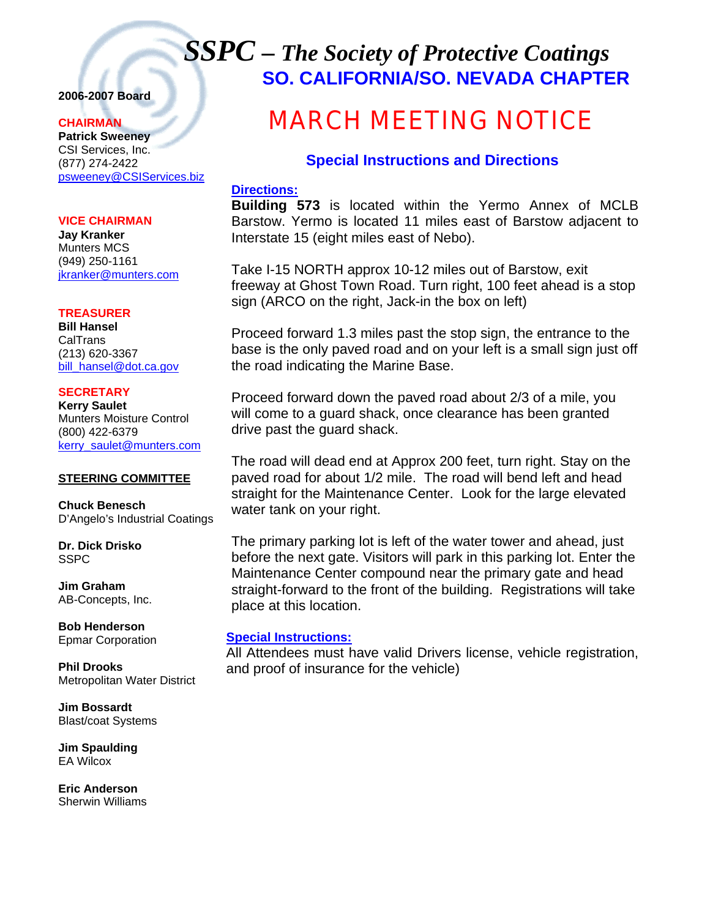# *SSPC – The Society of Protective Coatings*

## SO. CALIFORNIA/SO. NEVADA CHAPTER

**2006-2007 Board**

**CHAIRMAN**
**Patrick Sweeney**
CSI Services, Inc.
(877) 274-2422
psweeney@CSIServices.biz

**VICE CHAIRMAN**
**Jay Kranker**
Munters MCS
(949) 250-1161
jkranker@munters.com

**TREASURER**
**Bill Hansel**
CalTrans
(213) 620-3367
bill_hansel@dot.ca.gov

**SECRETARY**
**Kerry Saulet**
Munters Moisture Control
(800) 422-6379
kerry_saulet@munters.com

**STEERING COMMITTEE**

**Chuck Benesch**
D'Angelo's Industrial Coatings

**Dr. Dick Drisko**
SSPC

**Jim Graham**
AB-Concepts, Inc.

**Bob Henderson**
Epmar Corporation

**Phil Drooks**
Metropolitan Water District

**Jim Bossardt**
Blast/coat Systems

**Jim Spaulding**
EA Wilcox

**Eric Anderson**
Sherwin Williams

# MARCH MEETING NOTICE

### Special Instructions and Directions

**Directions:**

**Building 573** is located within the Yermo Annex of MCLB Barstow. Yermo is located 11 miles east of Barstow adjacent to Interstate 15 (eight miles east of Nebo).

Take I-15 NORTH approx 10-12 miles out of Barstow, exit freeway at Ghost Town Road. Turn right, 100 feet ahead is a stop sign (ARCO on the right, Jack-in the box on left)

Proceed forward 1.3 miles past the stop sign, the entrance to the base is the only paved road and on your left is a small sign just off the road indicating the Marine Base.

Proceed forward down the paved road about 2/3 of a mile, you will come to a guard shack, once clearance has been granted drive past the guard shack.

The road will dead end at Approx 200 feet, turn right. Stay on the paved road for about 1/2 mile. The road will bend left and head straight for the Maintenance Center. Look for the large elevated water tank on your right.

The primary parking lot is left of the water tower and ahead, just before the next gate. Visitors will park in this parking lot. Enter the Maintenance Center compound near the primary gate and head straight-forward to the front of the building. Registrations will take place at this location.

**Special Instructions:**

All Attendees must have valid Drivers license, vehicle registration, and proof of insurance for the vehicle)